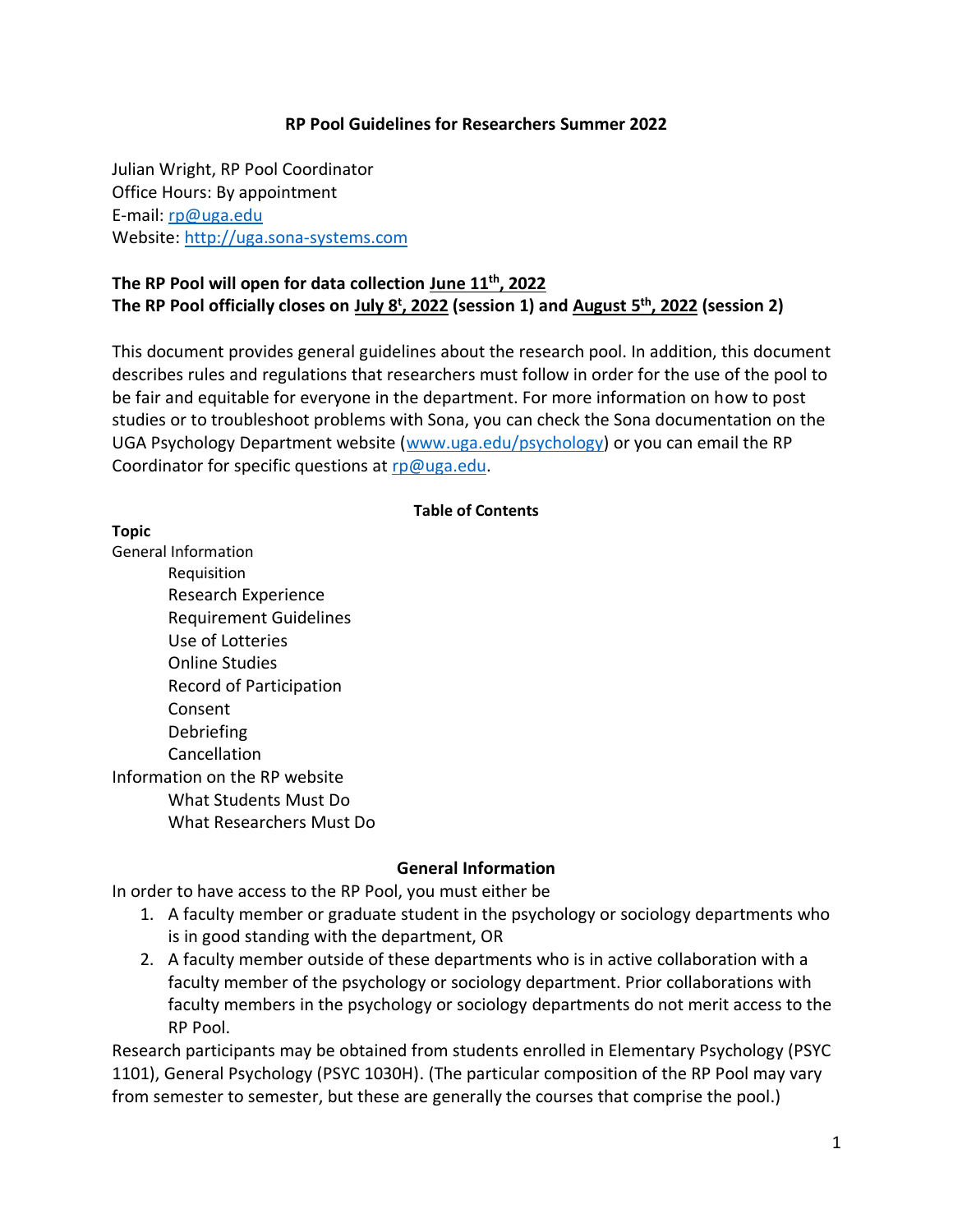# RP Pool Guidelines for Researchers Summer 2022

Julian Wright, RP Pool Coordinator
Office Hours: By appointment
E-mail: rp@uga.edu
Website: http://uga.sona-systems.com

**The RP Pool will open for data collection June 11th, 2022**
**The RP Pool officially closes on July 8t, 2022 (session 1) and August 5th, 2022 (session 2)**

This document provides general guidelines about the research pool. In addition, this document describes rules and regulations that researchers must follow in order for the use of the pool to be fair and equitable for everyone in the department. For more information on how to post studies or to troubleshoot problems with Sona, you can check the Sona documentation on the UGA Psychology Department website (www.uga.edu/psychology) or you can email the RP Coordinator for specific questions at rp@uga.edu.

**Table of Contents**

**Topic**

- General Information
  - Requisition
  - Research Experience
  - Requirement Guidelines
  - Use of Lotteries
  - Online Studies
  - Record of Participation
  - Consent
  - Debriefing
  - Cancellation
- Information on the RP website
  - What Students Must Do
  - What Researchers Must Do

## General Information

In order to have access to the RP Pool, you must either be

1. A faculty member or graduate student in the psychology or sociology departments who is in good standing with the department, OR
2. A faculty member outside of these departments who is in active collaboration with a faculty member of the psychology or sociology department. Prior collaborations with faculty members in the psychology or sociology departments do not merit access to the RP Pool.

Research participants may be obtained from students enrolled in Elementary Psychology (PSYC 1101), General Psychology (PSYC 1030H). (The particular composition of the RP Pool may vary from semester to semester, but these are generally the courses that comprise the pool.)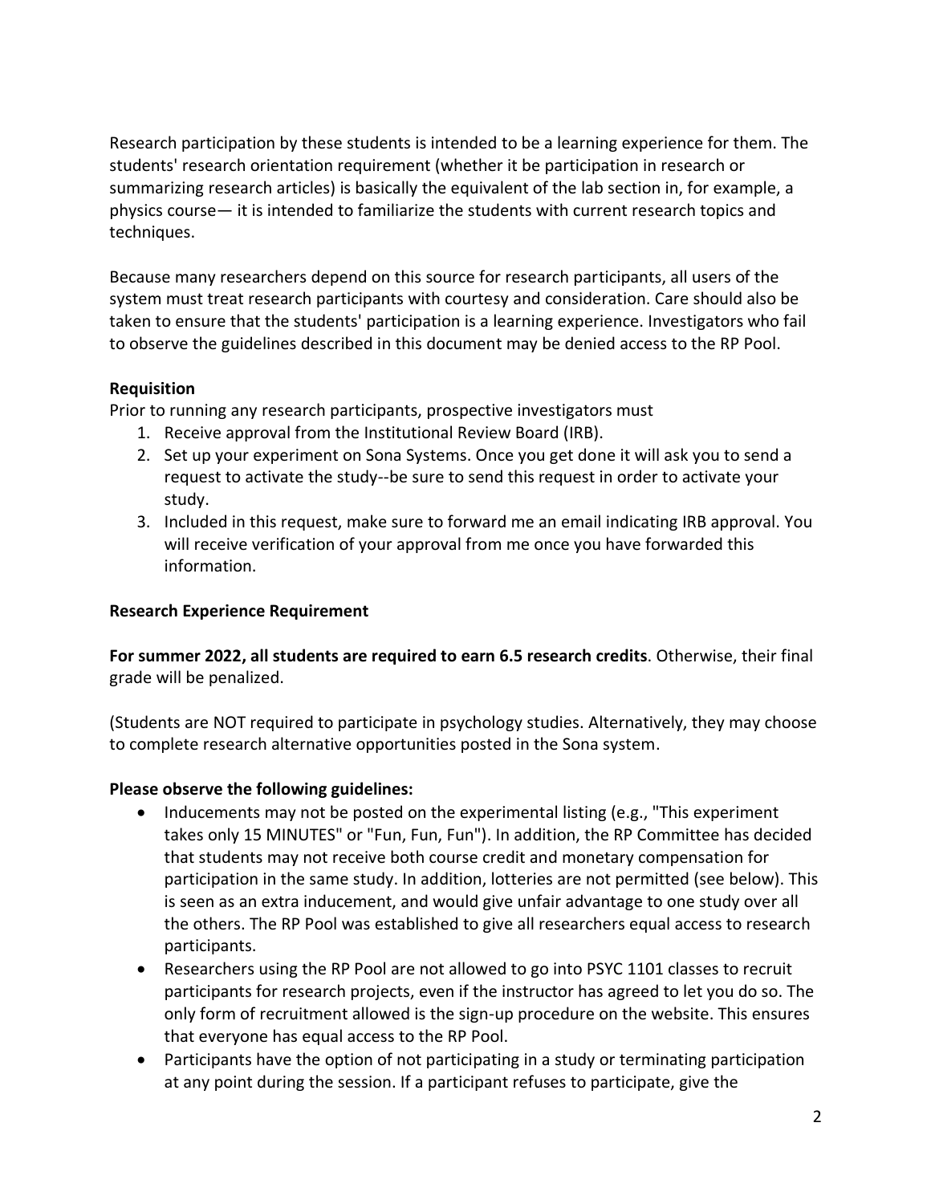Research participation by these students is intended to be a learning experience for them. The students' research orientation requirement (whether it be participation in research or summarizing research articles) is basically the equivalent of the lab section in, for example, a physics course— it is intended to familiarize the students with current research topics and techniques.

Because many researchers depend on this source for research participants, all users of the system must treat research participants with courtesy and consideration. Care should also be taken to ensure that the students' participation is a learning experience. Investigators who fail to observe the guidelines described in this document may be denied access to the RP Pool.

**Requisition**

Prior to running any research participants, prospective investigators must

1. Receive approval from the Institutional Review Board (IRB).
2. Set up your experiment on Sona Systems. Once you get done it will ask you to send a request to activate the study--be sure to send this request in order to activate your study.
3. Included in this request, make sure to forward me an email indicating IRB approval. You will receive verification of your approval from me once you have forwarded this information.

**Research Experience Requirement**

**For summer 2022, all students are required to earn 6.5 research credits**. Otherwise, their final grade will be penalized.

(Students are NOT required to participate in psychology studies. Alternatively, they may choose to complete research alternative opportunities posted in the Sona system.

**Please observe the following guidelines:**

- Inducements may not be posted on the experimental listing (e.g., "This experiment takes only 15 MINUTES" or "Fun, Fun, Fun"). In addition, the RP Committee has decided that students may not receive both course credit and monetary compensation for participation in the same study. In addition, lotteries are not permitted (see below). This is seen as an extra inducement, and would give unfair advantage to one study over all the others. The RP Pool was established to give all researchers equal access to research participants.
- Researchers using the RP Pool are not allowed to go into PSYC 1101 classes to recruit participants for research projects, even if the instructor has agreed to let you do so. The only form of recruitment allowed is the sign-up procedure on the website. This ensures that everyone has equal access to the RP Pool.
- Participants have the option of not participating in a study or terminating participation at any point during the session. If a participant refuses to participate, give the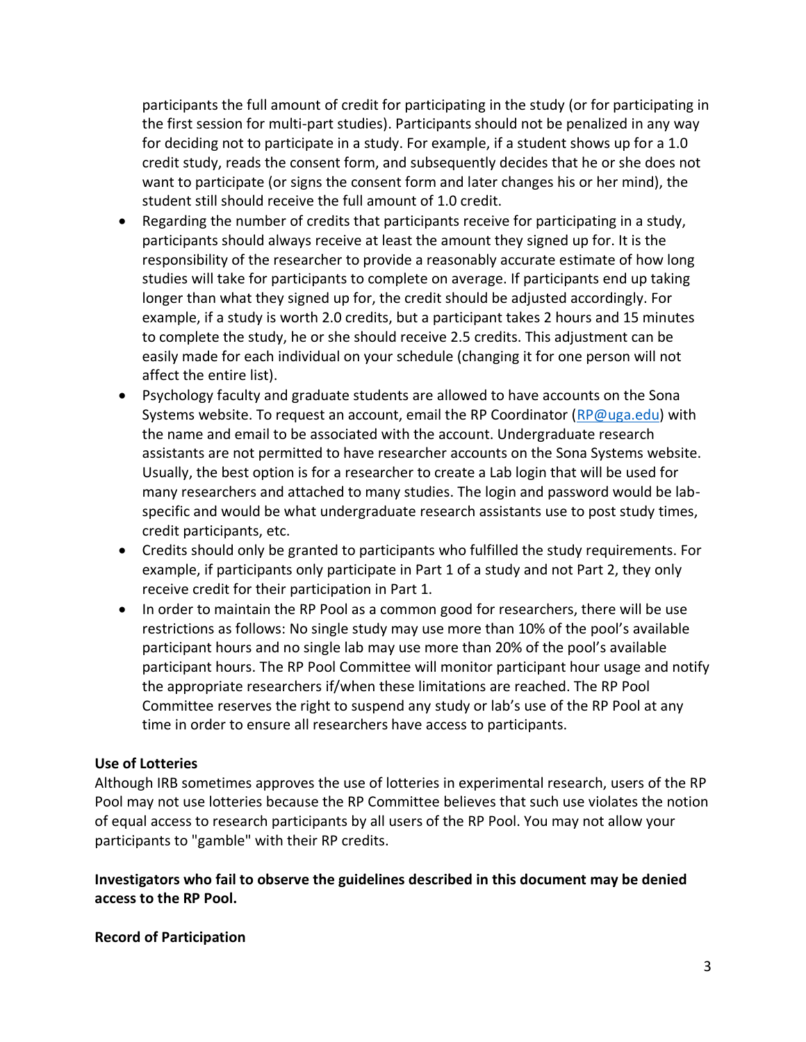participants the full amount of credit for participating in the study (or for participating in the first session for multi-part studies). Participants should not be penalized in any way for deciding not to participate in a study. For example, if a student shows up for a 1.0 credit study, reads the consent form, and subsequently decides that he or she does not want to participate (or signs the consent form and later changes his or her mind), the student still should receive the full amount of 1.0 credit.

- Regarding the number of credits that participants receive for participating in a study, participants should always receive at least the amount they signed up for. It is the responsibility of the researcher to provide a reasonably accurate estimate of how long studies will take for participants to complete on average. If participants end up taking longer than what they signed up for, the credit should be adjusted accordingly. For example, if a study is worth 2.0 credits, but a participant takes 2 hours and 15 minutes to complete the study, he or she should receive 2.5 credits. This adjustment can be easily made for each individual on your schedule (changing it for one person will not affect the entire list).
- Psychology faculty and graduate students are allowed to have accounts on the Sona Systems website. To request an account, email the RP Coordinator (RP@uga.edu) with the name and email to be associated with the account. Undergraduate research assistants are not permitted to have researcher accounts on the Sona Systems website. Usually, the best option is for a researcher to create a Lab login that will be used for many researchers and attached to many studies. The login and password would be lab-specific and would be what undergraduate research assistants use to post study times, credit participants, etc.
- Credits should only be granted to participants who fulfilled the study requirements. For example, if participants only participate in Part 1 of a study and not Part 2, they only receive credit for their participation in Part 1.
- In order to maintain the RP Pool as a common good for researchers, there will be use restrictions as follows: No single study may use more than 10% of the pool's available participant hours and no single lab may use more than 20% of the pool's available participant hours. The RP Pool Committee will monitor participant hour usage and notify the appropriate researchers if/when these limitations are reached. The RP Pool Committee reserves the right to suspend any study or lab's use of the RP Pool at any time in order to ensure all researchers have access to participants.

**Use of Lotteries**

Although IRB sometimes approves the use of lotteries in experimental research, users of the RP Pool may not use lotteries because the RP Committee believes that such use violates the notion of equal access to research participants by all users of the RP Pool. You may not allow your participants to "gamble" with their RP credits.

**Investigators who fail to observe the guidelines described in this document may be denied access to the RP Pool.**

**Record of Participation**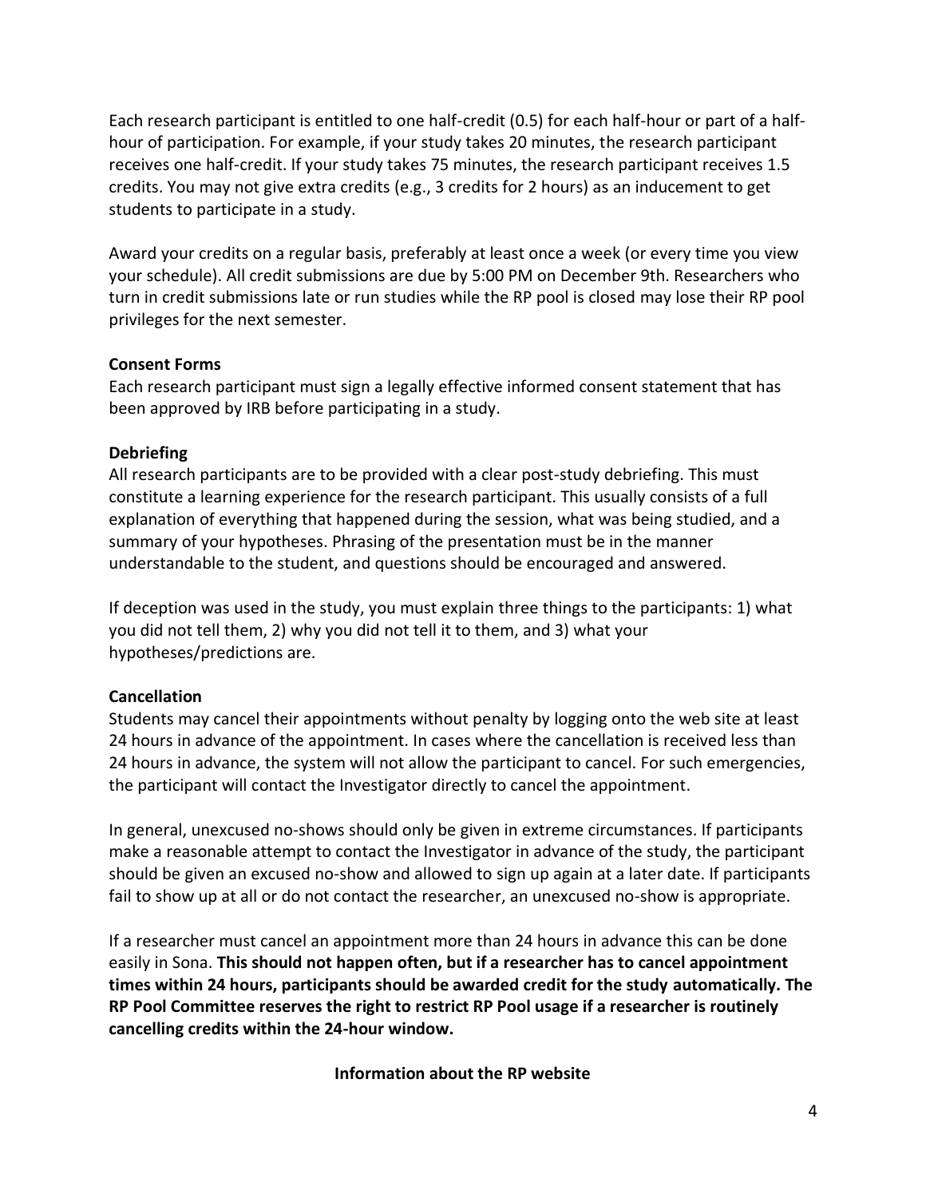Each research participant is entitled to one half-credit (0.5) for each half-hour or part of a half-hour of participation. For example, if your study takes 20 minutes, the research participant receives one half-credit. If your study takes 75 minutes, the research participant receives 1.5 credits. You may not give extra credits (e.g., 3 credits for 2 hours) as an inducement to get students to participate in a study.

Award your credits on a regular basis, preferably at least once a week (or every time you view your schedule). All credit submissions are due by 5:00 PM on December 9th. Researchers who turn in credit submissions late or run studies while the RP pool is closed may lose their RP pool privileges for the next semester.

**Consent Forms**

Each research participant must sign a legally effective informed consent statement that has been approved by IRB before participating in a study.

**Debriefing**

All research participants are to be provided with a clear post-study debriefing. This must constitute a learning experience for the research participant. This usually consists of a full explanation of everything that happened during the session, what was being studied, and a summary of your hypotheses. Phrasing of the presentation must be in the manner understandable to the student, and questions should be encouraged and answered.

If deception was used in the study, you must explain three things to the participants: 1) what you did not tell them, 2) why you did not tell it to them, and 3) what your hypotheses/predictions are.

**Cancellation**

Students may cancel their appointments without penalty by logging onto the web site at least 24 hours in advance of the appointment. In cases where the cancellation is received less than 24 hours in advance, the system will not allow the participant to cancel. For such emergencies, the participant will contact the Investigator directly to cancel the appointment.

In general, unexcused no-shows should only be given in extreme circumstances. If participants make a reasonable attempt to contact the Investigator in advance of the study, the participant should be given an excused no-show and allowed to sign up again at a later date. If participants fail to show up at all or do not contact the researcher, an unexcused no-show is appropriate.

If a researcher must cancel an appointment more than 24 hours in advance this can be done easily in Sona. **This should not happen often, but if a researcher has to cancel appointment times within 24 hours, participants should be awarded credit for the study automatically. The RP Pool Committee reserves the right to restrict RP Pool usage if a researcher is routinely cancelling credits within the 24-hour window.**

**Information about the RP website**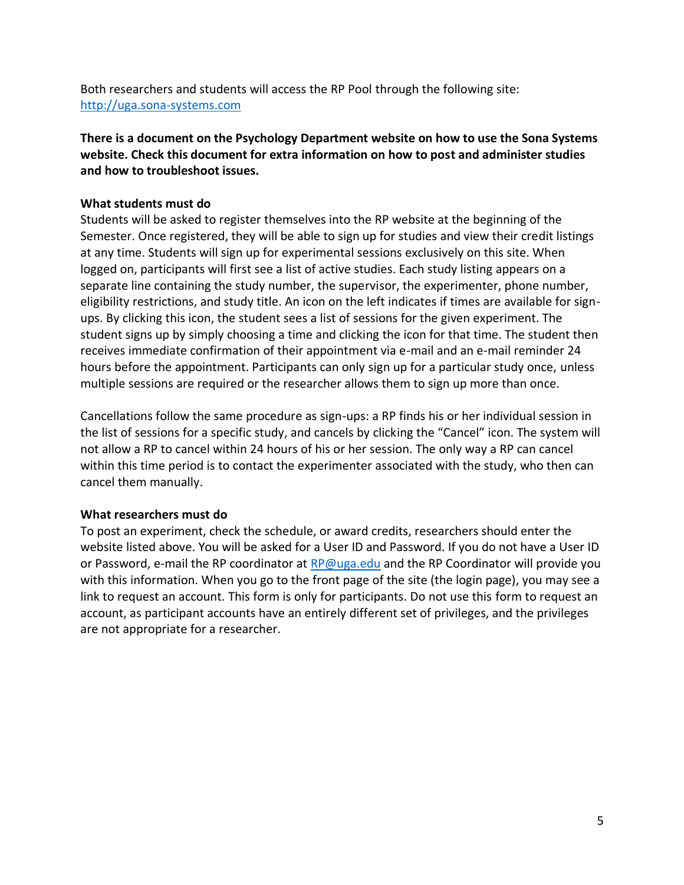Both researchers and students will access the RP Pool through the following site: http://uga.sona-systems.com

**There is a document on the Psychology Department website on how to use the Sona Systems website. Check this document for extra information on how to post and administer studies and how to troubleshoot issues.**

**What students must do**

Students will be asked to register themselves into the RP website at the beginning of the Semester. Once registered, they will be able to sign up for studies and view their credit listings at any time. Students will sign up for experimental sessions exclusively on this site. When logged on, participants will first see a list of active studies. Each study listing appears on a separate line containing the study number, the supervisor, the experimenter, phone number, eligibility restrictions, and study title. An icon on the left indicates if times are available for sign-ups. By clicking this icon, the student sees a list of sessions for the given experiment. The student signs up by simply choosing a time and clicking the icon for that time. The student then receives immediate confirmation of their appointment via e-mail and an e-mail reminder 24 hours before the appointment. Participants can only sign up for a particular study once, unless multiple sessions are required or the researcher allows them to sign up more than once.

Cancellations follow the same procedure as sign-ups: a RP finds his or her individual session in the list of sessions for a specific study, and cancels by clicking the "Cancel" icon. The system will not allow a RP to cancel within 24 hours of his or her session. The only way a RP can cancel within this time period is to contact the experimenter associated with the study, who then can cancel them manually.

**What researchers must do**

To post an experiment, check the schedule, or award credits, researchers should enter the website listed above. You will be asked for a User ID and Password. If you do not have a User ID or Password, e-mail the RP coordinator at RP@uga.edu and the RP Coordinator will provide you with this information. When you go to the front page of the site (the login page), you may see a link to request an account. This form is only for participants. Do not use this form to request an account, as participant accounts have an entirely different set of privileges, and the privileges are not appropriate for a researcher.